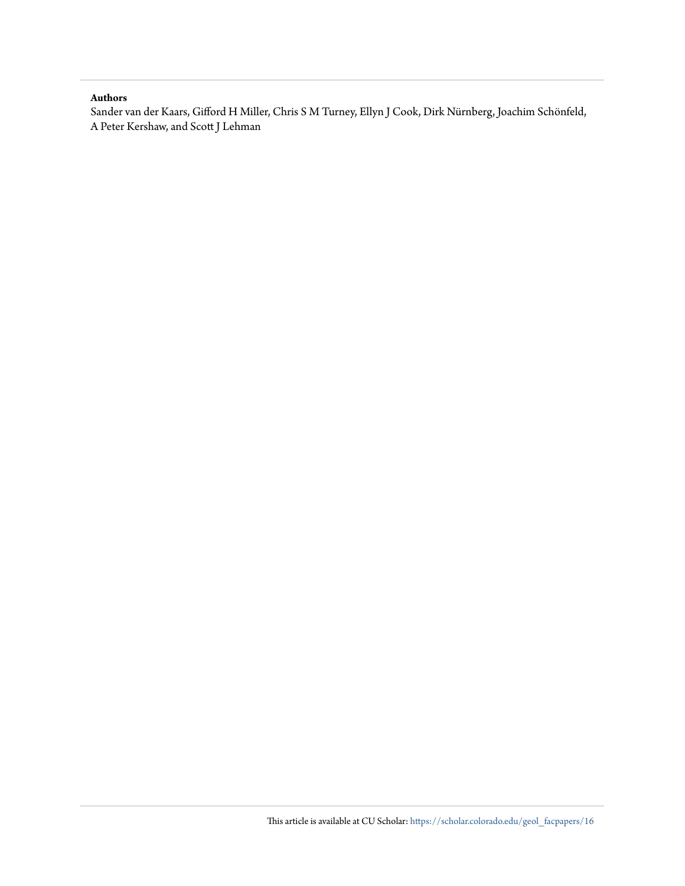**Authors**

Sander van der Kaars, Gifford H Miller, Chris S M Turney, Ellyn J Cook, Dirk Nürnberg, Joachim Schönfeld, A Peter Kershaw, and Scott J Lehman

This article is available at CU Scholar: https://scholar.colorado.edu/geol_facpapers/16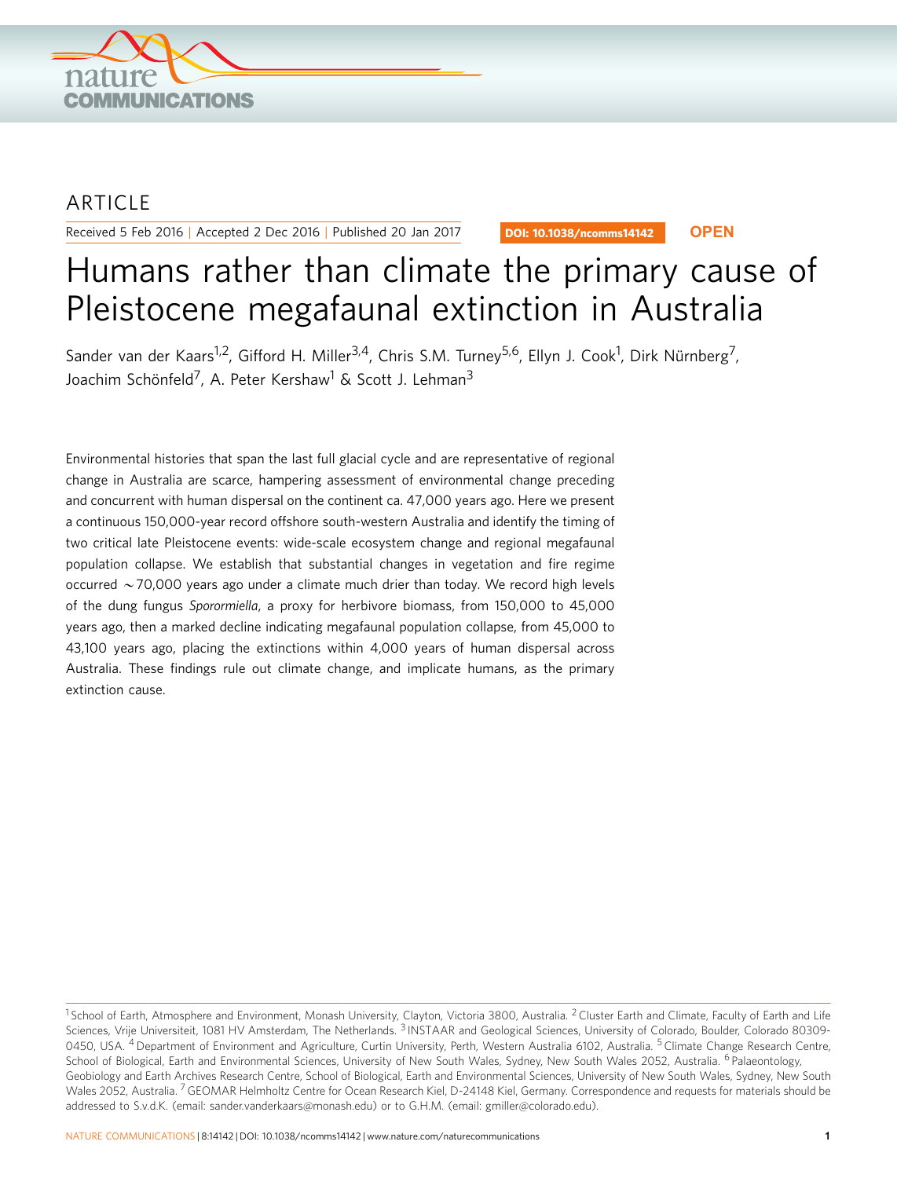ARTICLE

Received 5 Feb 2016 | Accepted 2 Dec 2016 | Published 20 Jan 2017

DOI: 10.1038/ncomms14142 **OPEN**

# Humans rather than climate the primary cause of Pleistocene megafaunal extinction in Australia

Sander van der Kaars[1,2], Gifford H. Miller[3,4], Chris S.M. Turney[5,6], Ellyn J. Cook[1], Dirk Nürnberg[7], Joachim Schönfeld[7], A. Peter Kershaw[1] & Scott J. Lehman[3]

Environmental histories that span the last full glacial cycle and are representative of regional change in Australia are scarce, hampering assessment of environmental change preceding and concurrent with human dispersal on the continent ca. 47,000 years ago. Here we present a continuous 150,000-year record offshore south-western Australia and identify the timing of two critical late Pleistocene events: wide-scale ecosystem change and regional megafaunal population collapse. We establish that substantial changes in vegetation and fire regime occurred ~70,000 years ago under a climate much drier than today. We record high levels of the dung fungus *Sporormiella*, a proxy for herbivore biomass, from 150,000 to 45,000 years ago, then a marked decline indicating megafaunal population collapse, from 45,000 to 43,100 years ago, placing the extinctions within 4,000 years of human dispersal across Australia. These findings rule out climate change, and implicate humans, as the primary extinction cause.

[1] School of Earth, Atmosphere and Environment, Monash University, Clayton, Victoria 3800, Australia. [2] Cluster Earth and Climate, Faculty of Earth and Life Sciences, Vrije Universiteit, 1081 HV Amsterdam, The Netherlands. [3] INSTAAR and Geological Sciences, University of Colorado, Boulder, Colorado 80309-0450, USA. [4] Department of Environment and Agriculture, Curtin University, Perth, Western Australia 6102, Australia. [5] Climate Change Research Centre, School of Biological, Earth and Environmental Sciences, University of New South Wales, Sydney, New South Wales 2052, Australia. [6] Palaeontology, Geobiology and Earth Archives Research Centre, School of Biological, Earth and Environmental Sciences, University of New South Wales, Sydney, New South Wales 2052, Australia. [7] GEOMAR Helmholtz Centre for Ocean Research Kiel, D-24148 Kiel, Germany. Correspondence and requests for materials should be addressed to S.v.d.K. (email: sander.vanderkaars@monash.edu) or to G.H.M. (email: gmiller@colorado.edu).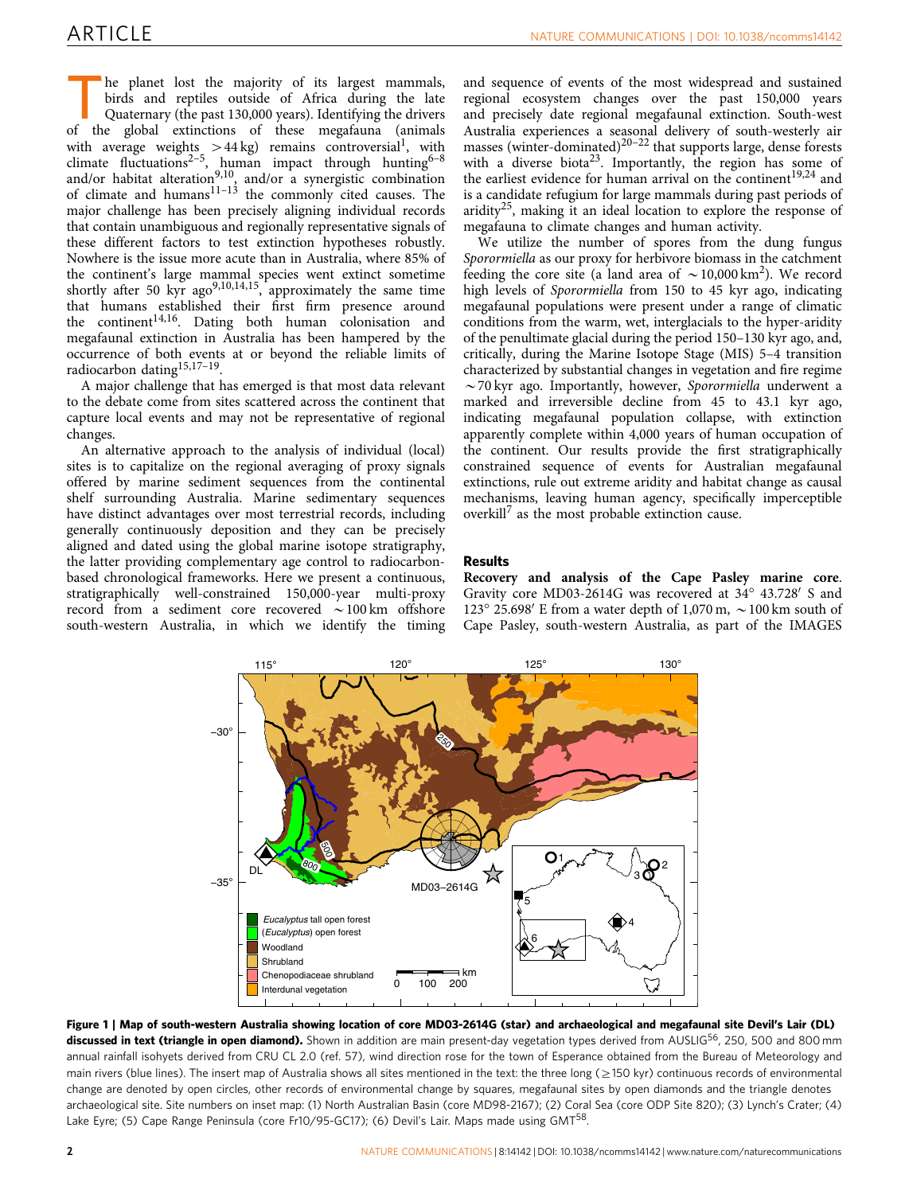The planet lost the majority of its largest mammals, birds and reptiles outside of Africa during the late Quaternary (the past 130,000 years). Identifying the drivers of the global extinctions of these megafauna (animals with average weights >44 kg) remains controversial[1], with climate fluctuations[2–5], human impact through hunting[6–8] and/or habitat alteration[9,10], and/or a synergistic combination of climate and humans[11–13] the commonly cited causes. The major challenge has been precisely aligning individual records that contain unambiguous and regionally representative signals of these different factors to test extinction hypotheses robustly. Nowhere is the issue more acute than in Australia, where 85% of the continent's large mammal species went extinct sometime shortly after 50 kyr ago[9,10,14,15], approximately the same time that humans established their first firm presence around the continent[14,16]. Dating both human colonisation and megafaunal extinction in Australia has been hampered by the occurrence of both events at or beyond the reliable limits of radiocarbon dating[15,17–19].

A major challenge that has emerged is that most data relevant to the debate come from sites scattered across the continent that capture local events and may not be representative of regional changes.

An alternative approach to the analysis of individual (local) sites is to capitalize on the regional averaging of proxy signals offered by marine sediment sequences from the continental shelf surrounding Australia. Marine sedimentary sequences have distinct advantages over most terrestrial records, including generally continuously deposition and they can be precisely aligned and dated using the global marine isotope stratigraphy, the latter providing complementary age control to radiocarbon-based chronological frameworks. Here we present a continuous, stratigraphically well-constrained 150,000-year multi-proxy record from a sediment core recovered ~100 km offshore south-western Australia, in which we identify the timing and sequence of events of the most widespread and sustained regional ecosystem changes over the past 150,000 years and precisely date regional megafaunal extinction. South-west Australia experiences a seasonal delivery of south-westerly air masses (winter-dominated)[20–22] that supports large, dense forests with a diverse biota[23]. Importantly, the region has some of the earliest evidence for human arrival on the continent[19,24] and is a candidate refugium for large mammals during past periods of aridity[25], making it an ideal location to explore the response of megafauna to climate changes and human activity.

We utilize the number of spores from the dung fungus *Sporormiella* as our proxy for herbivore biomass in the catchment feeding the core site (a land area of ~10,000 km$^2$). We record high levels of *Sporormiella* from 150 to 45 kyr ago, indicating megafaunal populations were present under a range of climatic conditions from the warm, wet, interglacials to the hyper-aridity of the penultimate glacial during the period 150–130 kyr ago, and, critically, during the Marine Isotope Stage (MIS) 5–4 transition characterized by substantial changes in vegetation and fire regime ~70 kyr ago. Importantly, however, *Sporormiella* underwent a marked and irreversible decline from 45 to 43.1 kyr ago, indicating megafaunal population collapse, with extinction apparently complete within 4,000 years of human occupation of the continent. Our results provide the first stratigraphically constrained sequence of events for Australian megafaunal extinctions, rule out extreme aridity and habitat change as causal mechanisms, leaving human agency, specifically imperceptible overkill[7] as the most probable extinction cause.

## Results

**Recovery and analysis of the Cape Pasley marine core.** Gravity core MD03-2614G was recovered at 34° 43.728′ S and 123° 25.698′ E from a water depth of 1,070 m, ~100 km south of Cape Pasley, south-western Australia, as part of the IMAGES

**Figure 1 | Map of south-western Australia showing location of core MD03-2614G (star) and archaeological and megafaunal site Devil's Lair (DL) discussed in text (triangle in open diamond).** Shown in addition are main present-day vegetation types derived from AUSLIG[56], 250, 500 and 800 mm annual rainfall isohyets derived from CRU CL 2.0 (ref. 57), wind direction rose for the town of Esperance obtained from the Bureau of Meteorology and main rivers (blue lines). The insert map of Australia shows all sites mentioned in the text: the three long (≥150 kyr) continuous records of environmental change are denoted by open circles, other records of environmental change by squares, megafaunal sites by open diamonds and the triangle denotes archaeological site. Site numbers on inset map: (1) North Australian Basin (core MD98-2167); (2) Coral Sea (core ODP Site 820); (3) Lynch's Crater; (4) Lake Eyre; (5) Cape Range Peninsula (core Fr10/95-GC17); (6) Devil's Lair. Maps made using GMT[58].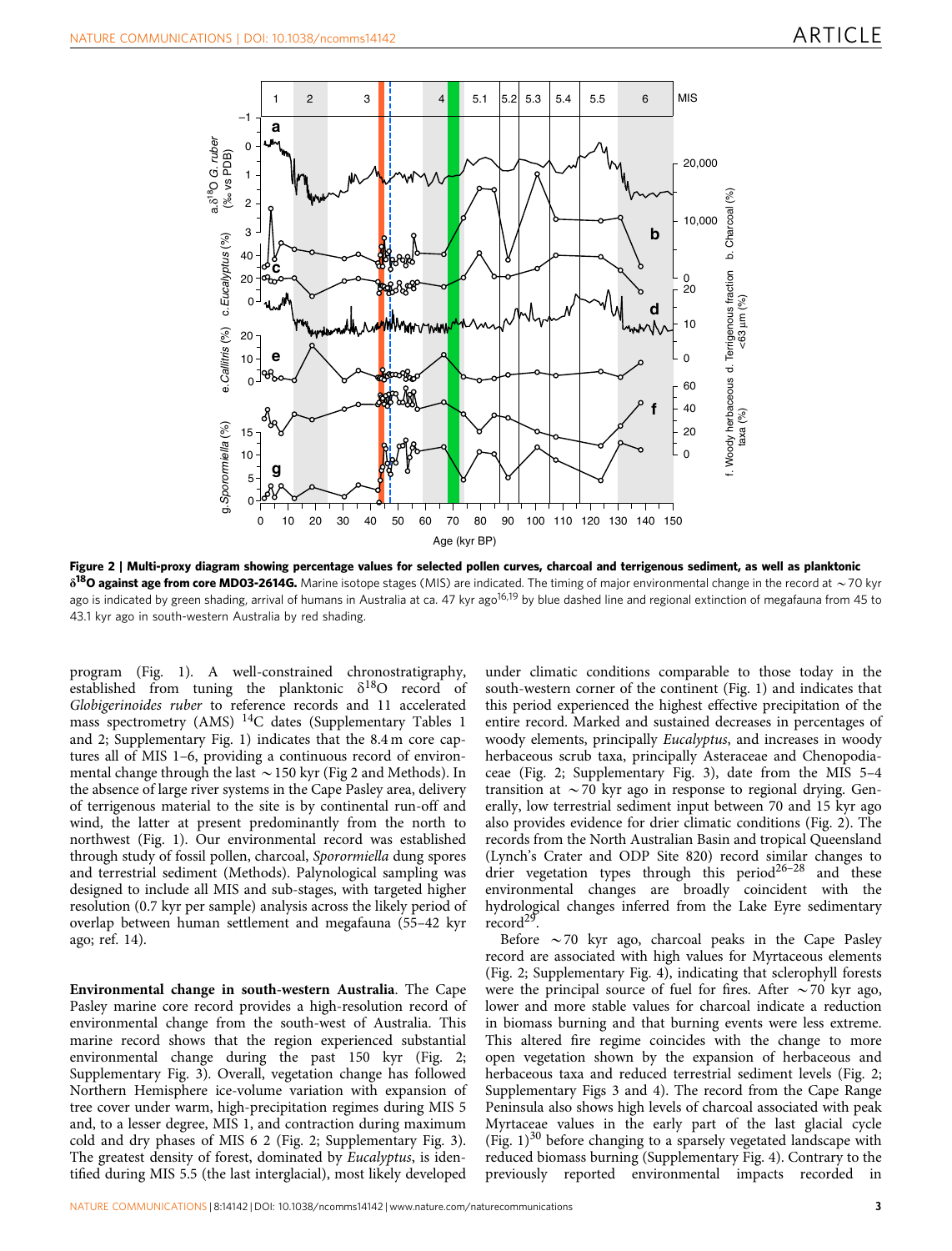**Figure 2 | Multi-proxy diagram showing percentage values for selected pollen curves, charcoal and terrigenous sediment, as well as planktonic $\delta^{18}O$ against age from core MD03-2614G.** Marine isotope stages (MIS) are indicated. The timing of major environmental change in the record at ~70 kyr ago is indicated by green shading, arrival of humans in Australia at ca. 47 kyr ago[16,19] by blue dashed line and regional extinction of megafauna from 45 to 43.1 kyr ago in south-western Australia by red shading.

program (Fig. 1). A well-constrained chronostratigraphy, established from tuning the planktonic $\delta^{18}O$ record of *Globigerinoides ruber* to reference records and 11 accelerated mass spectrometry (AMS) $^{14}C$ dates (Supplementary Tables 1 and 2; Supplementary Fig. 1) indicates that the 8.4 m core captures all of MIS 1–6, providing a continuous record of environmental change through the last ~150 kyr (Fig 2 and Methods). In the absence of large river systems in the Cape Pasley area, delivery of terrigenous material to the site is by continental run-off and wind, the latter at present predominantly from the north to northwest (Fig. 1). Our environmental record was established through study of fossil pollen, charcoal, *Sporormiella* dung spores and terrestrial sediment (Methods). Palynological sampling was designed to include all MIS and sub-stages, with targeted higher resolution (0.7 kyr per sample) analysis across the likely period of overlap between human settlement and megafauna (55–42 kyr ago; ref. 14).

**Environmental change in south-western Australia**. The Cape Pasley marine core record provides a high-resolution record of environmental change from the south-west of Australia. This marine record shows that the region experienced substantial environmental change during the past 150 kyr (Fig. 2; Supplementary Fig. 3). Overall, vegetation change has followed Northern Hemisphere ice-volume variation with expansion of tree cover under warm, high-precipitation regimes during MIS 5 and, to a lesser degree, MIS 1, and contraction during maximum cold and dry phases of MIS 6 2 (Fig. 2; Supplementary Fig. 3). The greatest density of forest, dominated by *Eucalyptus*, is identified during MIS 5.5 (the last interglacial), most likely developed under climatic conditions comparable to those today in the south-western corner of the continent (Fig. 1) and indicates that this period experienced the highest effective precipitation of the entire record. Marked and sustained decreases in percentages of woody elements, principally *Eucalyptus*, and increases in woody herbaceous scrub taxa, principally Asteraceae and Chenopodiaceae (Fig. 2; Supplementary Fig. 3), date from the MIS 5–4 transition at ~70 kyr ago in response to regional drying. Generally, low terrestrial sediment input between 70 and 15 kyr ago also provides evidence for drier climatic conditions (Fig. 2). The records from the North Australian Basin and tropical Queensland (Lynch's Crater and ODP Site 820) record similar changes to drier vegetation types through this period[26–28] and these environmental changes are broadly coincident with the hydrological changes inferred from the Lake Eyre sedimentary record[29].

Before ~70 kyr ago, charcoal peaks in the Cape Pasley record are associated with high values for Myrtaceous elements (Fig. 2; Supplementary Fig. 4), indicating that sclerophyll forests were the principal source of fuel for fires. After ~70 kyr ago, lower and more stable values for charcoal indicate a reduction in biomass burning and that burning events were less extreme. This altered fire regime coincides with the change to more open vegetation shown by the expansion of herbaceous and herbaceous taxa and reduced terrestrial sediment levels (Fig. 2; Supplementary Figs 3 and 4). The record from the Cape Range Peninsula also shows high levels of charcoal associated with peak Myrtaceae values in the early part of the last glacial cycle (Fig. 1)[30] before changing to a sparsely vegetated landscape with reduced biomass burning (Supplementary Fig. 4). Contrary to the previously reported environmental impacts recorded in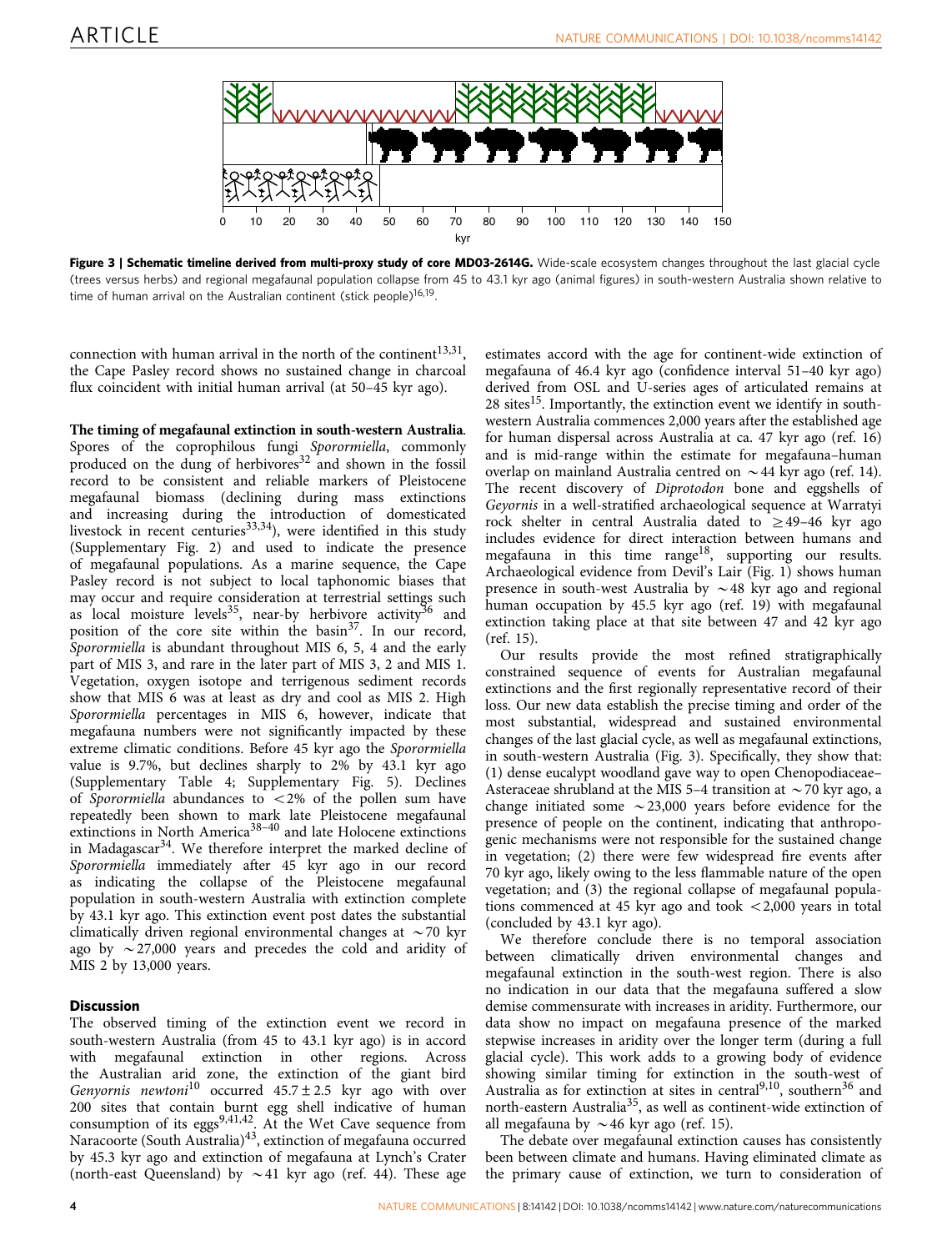**Figure 3 | Schematic timeline derived from multi-proxy study of core MD03-2614G.** Wide-scale ecosystem changes throughout the last glacial cycle (trees versus herbs) and regional megafaunal population collapse from 45 to 43.1 kyr ago (animal figures) in south-western Australia shown relative to time of human arrival on the Australian continent (stick people)[16,19].

connection with human arrival in the north of the continent[13,31], the Cape Pasley record shows no sustained change in charcoal flux coincident with initial human arrival (at 50–45 kyr ago).

**The timing of megafaunal extinction in south-western Australia.** Spores of the coprophilous fungi *Sporormiella*, commonly produced on the dung of herbivores[32] and shown in the fossil record to be consistent and reliable markers of Pleistocene megafaunal biomass (declining during mass extinctions and increasing during the introduction of domesticated livestock in recent centuries[33,34]), were identified in this study (Supplementary Fig. 2) and used to indicate the presence of megafaunal populations. As a marine sequence, the Cape Pasley record is not subject to local taphonomic biases that may occur and require consideration at terrestrial settings such as local moisture levels[35], near-by herbivore activity[36] and position of the core site within the basin[37]. In our record, *Sporormiella* is abundant throughout MIS 6, 5, 4 and the early part of MIS 3, and rare in the later part of MIS 3, 2 and MIS 1. Vegetation, oxygen isotope and terrigenous sediment records show that MIS 6 was at least as dry and cool as MIS 2. High *Sporormiella* percentages in MIS 6, however, indicate that megafauna numbers were not significantly impacted by these extreme climatic conditions. Before 45 kyr ago the *Sporormiella* value is 9.7%, but declines sharply to 2% by 43.1 kyr ago (Supplementary Table 4; Supplementary Fig. 5). Declines of *Sporormiella* abundances to $<2\%$ of the pollen sum have repeatedly been shown to mark late Pleistocene megafaunal extinctions in North America[38–40] and late Holocene extinctions in Madagascar[34]. We therefore interpret the marked decline of *Sporormiella* immediately after 45 kyr ago in our record as indicating the collapse of the Pleistocene megafaunal population in south-western Australia with extinction complete by 43.1 kyr ago. This extinction event post dates the substantial climatically driven regional environmental changes at ~70 kyr ago by ~27,000 years and precedes the cold and aridity of MIS 2 by 13,000 years.

## Discussion

The observed timing of the extinction event we record in south-western Australia (from 45 to 43.1 kyr ago) is in accord with megafaunal extinction in other regions. Across the Australian arid zone, the extinction of the giant bird *Genyornis newtoni*[10] occurred $45.7 \pm 2.5$ kyr ago with over 200 sites that contain burnt egg shell indicative of human consumption of its eggs[9,41,42]. At the Wet Cave sequence from Naracoorte (South Australia)[43], extinction of megafauna occurred by 45.3 kyr ago and extinction of megafauna at Lynch's Crater (north-east Queensland) by ~41 kyr ago (ref. 44). These age estimates accord with the age for continent-wide extinction of megafauna of 46.4 kyr ago (confidence interval 51–40 kyr ago) derived from OSL and U-series ages of articulated remains at 28 sites[15]. Importantly, the extinction event we identify in south-western Australia commences 2,000 years after the established age for human dispersal across Australia at ca. 47 kyr ago (ref. 16) and is mid-range within the estimate for megafauna–human overlap on mainland Australia centred on ~44 kyr ago (ref. 14). The recent discovery of *Diprotodon* bone and eggshells of *Geyornis* in a well-stratified archaeological sequence at Warratyi rock shelter in central Australia dated to ≥49–46 kyr ago includes evidence for direct interaction between humans and megafauna in this time range[18], supporting our results. Archaeological evidence from Devil's Lair (Fig. 1) shows human presence in south-west Australia by ~48 kyr ago and regional human occupation by 45.5 kyr ago (ref. 19) with megafaunal extinction taking place at that site between 47 and 42 kyr ago (ref. 15).

Our results provide the most refined stratigraphically constrained sequence of events for Australian megafaunal extinctions and the first regionally representative record of their loss. Our new data establish the precise timing and order of the most substantial, widespread and sustained environmental changes of the last glacial cycle, as well as megafaunal extinctions, in south-western Australia (Fig. 3). Specifically, they show that: (1) dense eucalypt woodland gave way to open Chenopodiaceae–Asteraceae shrubland at the MIS 5–4 transition at ~70 kyr ago, a change initiated some ~23,000 years before evidence for the presence of people on the continent, indicating that anthropogenic mechanisms were not responsible for the sustained change in vegetation; (2) there were few widespread fire events after 70 kyr ago, likely owing to the less flammable nature of the open vegetation; and (3) the regional collapse of megafaunal populations commenced at 45 kyr ago and took <2,000 years in total (concluded by 43.1 kyr ago).

We therefore conclude there is no temporal association between climatically driven environmental changes and megafaunal extinction in the south-west region. There is also no indication in our data that the megafauna suffered a slow demise commensurate with increases in aridity. Furthermore, our data show no impact on megafauna presence of the marked stepwise increases in aridity over the longer term (during a full glacial cycle). This work adds to a growing body of evidence showing similar timing for extinction in the south-west of Australia as for extinction at sites in central[9,10], southern[36] and north-eastern Australia[35], as well as continent-wide extinction of all megafauna by ~46 kyr ago (ref. 15).

The debate over megafaunal extinction causes has consistently been between climate and humans. Having eliminated climate as the primary cause of extinction, we turn to consideration of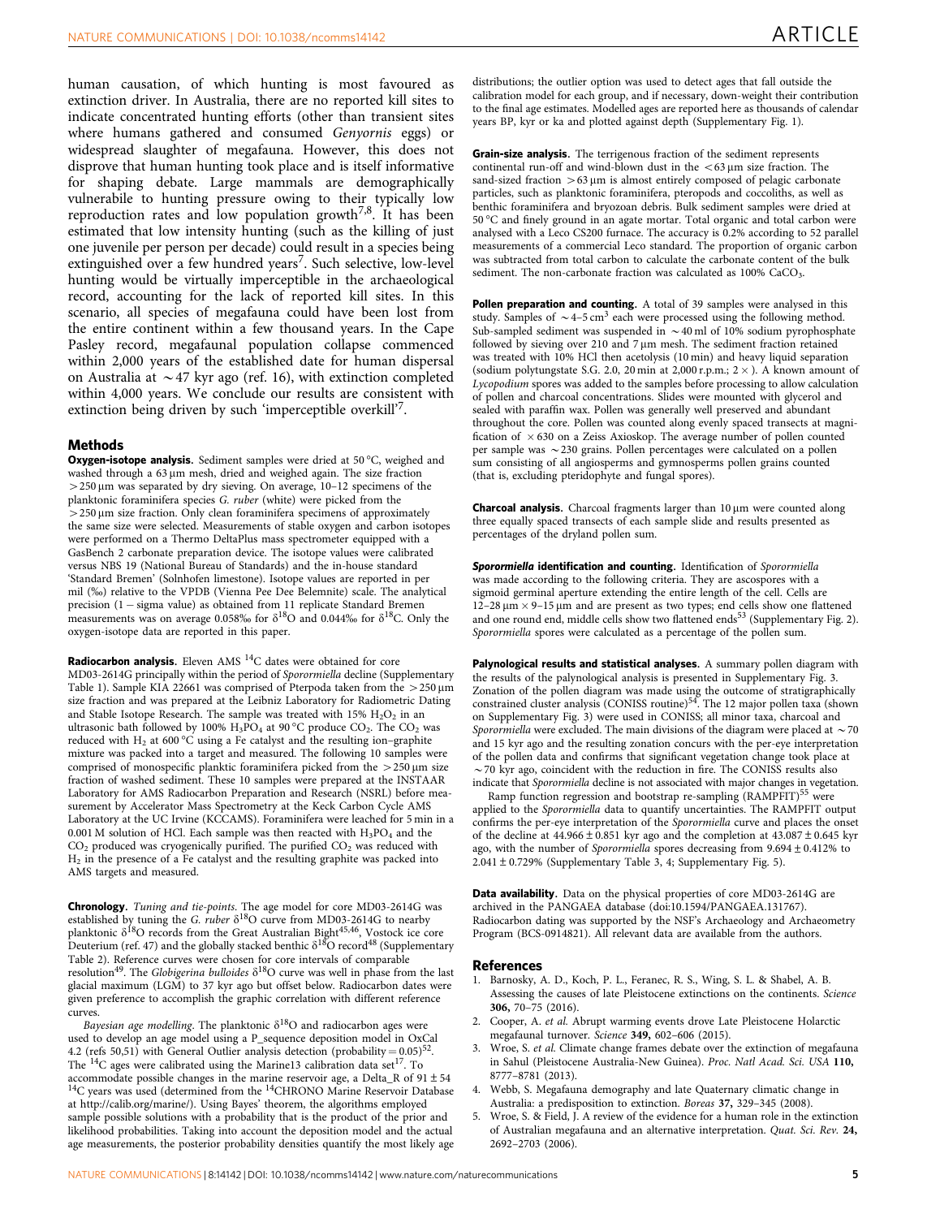human causation, of which hunting is most favoured as extinction driver. In Australia, there are no reported kill sites to indicate concentrated hunting efforts (other than transient sites where humans gathered and consumed *Genyornis* eggs) or widespread slaughter of megafauna. However, this does not disprove that human hunting took place and is itself informative for shaping debate. Large mammals are demographically vulnerabile to hunting pressure owing to their typically low reproduction rates and low population growth[7,8]. It has been estimated that low intensity hunting (such as the killing of just one juvenile per person per decade) could result in a species being extinguished over a few hundred years[7]. Such selective, low-level hunting would be virtually imperceptible in the archaeological record, accounting for the lack of reported kill sites. In this scenario, all species of megafauna could have been lost from the entire continent within a few thousand years. In the Cape Pasley record, megafaunal population collapse commenced within 2,000 years of the established date for human dispersal on Australia at ~47 kyr ago (ref. 16), with extinction completed within 4,000 years. We conclude our results are consistent with extinction being driven by such 'imperceptible overkill'[7].

## Methods

**Oxygen-isotope analysis.** Sediment samples were dried at 50 °C, weighed and washed through a 63 μm mesh, dried and weighed again. The size fraction >250 μm was separated by dry sieving. On average, 10–12 specimens of the planktonic foraminifera species *G. ruber* (white) were picked from the >250 μm size fraction. Only clean foraminifera specimens of approximately the same size were selected. Measurements of stable oxygen and carbon isotopes were performed on a Thermo DeltaPlus mass spectrometer equipped with a GasBench 2 carbonate preparation device. The isotope values were calibrated versus NBS 19 (National Bureau of Standards) and the in-house standard 'Standard Bremen' (Solnhofen limestone). Isotope values are reported in per mil (‰) relative to the VPDB (Vienna Pee Dee Belemnite) scale. The analytical precision (1 − sigma value) as obtained from 11 replicate Standard Bremen measurements was on average 0.058‰ for $\delta^{18}O$ and 0.044‰ for $\delta^{13}C$. Only the oxygen-isotope data are reported in this paper.

**Radiocarbon analysis.** Eleven AMS $^{14}C$ dates were obtained for core MD03-2614G principally within the period of *Sporormiella* decline (Supplementary Table 1). Sample KIA 22661 was comprised of Pterpoda taken from the >250 μm size fraction and was prepared at the Leibniz Laboratory for Radiometric Dating and Stable Isotope Research. The sample was treated with 15% $H_2O_2$ in an ultrasonic bath followed by 100% $H_3PO_4$ at 90 °C produce $CO_2$. The $CO_2$ was reduced with $H_2$ at 600 °C using a Fe catalyst and the resulting ion–graphite mixture was packed into a target and measured. The following 10 samples were comprised of monospecific planktic foraminifera picked from the >250 μm size fraction of washed sediment. These 10 samples were prepared at the INSTAAR Laboratory for AMS Radiocarbon Preparation and Research (NSRL) before measurement by Accelerator Mass Spectrometry at the Keck Carbon Cycle AMS Laboratory at the UC Irvine (KCCAMS). Foraminifera were leached for 5 min in a 0.001 M solution of HCl. Each sample was then reacted with $H_3PO_4$ and the $CO_2$ produced was cryogenically purified. The purified $CO_2$ was reduced with $H_2$ in the presence of a Fe catalyst and the resulting graphite was packed into AMS targets and measured.

**Chronology.** *Tuning and tie-points*. The age model for core MD03-2614G was established by tuning the *G. ruber* $\delta^{18}O$ curve from MD03-2614G to nearby planktonic $\delta^{18}O$ records from the Great Australian Bight[45,46], Vostock ice core Deuterium (ref. 47) and the globally stacked benthic $\delta^{18}O$ record[48] (Supplementary Table 2). Reference curves were chosen for core intervals of comparable resolution[49]. The *Globigerina bulloides* $\delta^{18}O$ curve was well in phase from the last glacial maximum (LGM) to 37 kyr ago but offset below. Radiocarbon dates were given preference to accomplish the graphic correlation with different reference curves.

*Bayesian age modelling*. The planktonic $\delta^{18}O$ and radiocarbon ages were used to develop an age model using a P_sequence deposition model in OxCal 4.2 (refs 50,51) with General Outlier analysis detection (probability = 0.05)[52]. The $^{14}C$ ages were calibrated using the Marine13 calibration data set[17]. To accommodate possible changes in the marine reservoir age, a Delta_R of 91 ± 54 $^{14}C$ years was used (determined from the $^{14}$CHRONO Marine Reservoir Database at http://calib.org/marine/). Using Bayes' theorem, the algorithms employed sample possible solutions with a probability that is the product of the prior and likelihood probabilities. Taking into account the deposition model and the actual age measurements, the posterior probability densities quantify the most likely age distributions; the outlier option was used to detect ages that fall outside the calibration model for each group, and if necessary, down-weight their contribution to the final age estimates. Modelled ages are reported here as thousands of calendar years BP, kyr or ka and plotted against depth (Supplementary Fig. 1).

**Grain-size analysis.** The terrigenous fraction of the sediment represents continental run-off and wind-blown dust in the <63 μm size fraction. The sand-sized fraction >63 μm is almost entirely composed of pelagic carbonate particles, such as planktonic foraminifera, pteropods and coccoliths, as well as benthic foraminifera and bryozoan debris. Bulk sediment samples were dried at 50 °C and finely ground in an agate mortar. Total organic and total carbon were analysed with a Leco CS200 furnace. The accuracy is 0.2% according to 52 parallel measurements of a commercial Leco standard. The proportion of organic carbon was subtracted from total carbon to calculate the carbonate content of the bulk sediment. The non-carbonate fraction was calculated as 100% $CaCO_3$.

**Pollen preparation and counting.** A total of 39 samples were analysed in this study. Samples of ~4–5 $cm^3$ each were processed using the following method. Sub-sampled sediment was suspended in ~40 ml of 10% sodium pyrophosphate followed by sieving over 210 and 7 μm mesh. The sediment fraction retained was treated with 10% HCl then acetolysis (10 min) and heavy liquid separation (sodium polytungstate S.G. 2.0, 20 min at 2,000 r.p.m.; 2×). A known amount of *Lycopodium* spores was added to the samples before processing to allow calculation of pollen and charcoal concentrations. Slides were mounted with glycerol and sealed with paraffin wax. Pollen was generally well preserved and abundant throughout the core. Pollen was counted along evenly spaced transects at magnification of ×630 on a Zeiss Axioskop. The average number of pollen counted per sample was ~230 grains. Pollen percentages were calculated on a pollen sum consisting of all angiosperms and gymnosperms pollen grains counted (that is, excluding pteridophyte and fungal spores).

**Charcoal analysis.** Charcoal fragments larger than 10 μm were counted along three equally spaced transects of each sample slide and results presented as percentages of the dryland pollen sum.

***Sporormiella* identification and counting.** Identification of *Sporormiella* was made according to the following criteria. They are ascospores with a sigmoid germinal aperture extending the entire length of the cell. Cells are 12–28 μm × 9–15 μm and are present as two types; end cells show one flattened and one round end, middle cells show two flattened ends[53] (Supplementary Fig. 2). *Sporormiella* spores were calculated as a percentage of the pollen sum.

**Palynological results and statistical analyses.** A summary pollen diagram with the results of the palynological analysis is presented in Supplementary Fig. 3. Zonation of the pollen diagram was made using the outcome of stratigraphically constrained cluster analysis (CONISS routine)[54]. The 12 major pollen taxa (shown on Supplementary Fig. 3) were used in CONISS; all minor taxa, charcoal and *Sporormiella* were excluded. The main divisions of the diagram were placed at ~70 and 15 kyr ago and the resulting zonation concurs with the per-eye interpretation of the pollen data and confirms that significant vegetation change took place at ~70 kyr ago, coincident with the reduction in fire. The CONISS results also indicate that *Sporormiella* decline is not associated with major changes in vegetation.

Ramp function regression and bootstrap re-sampling (RAMPFIT)[55] were applied to the *Sporormiella* data to quantify uncertainties. The RAMPFIT output confirms the per-eye interpretation of the *Sporormiella* curve and places the onset of the decline at 44.966 ± 0.851 kyr ago and the completion at 43.087 ± 0.645 kyr ago, with the number of *Sporormiella* spores decreasing from 9.694 ± 0.412% to 2.041 ± 0.729% (Supplementary Table 3, 4; Supplementary Fig. 5).

**Data availability.** Data on the physical properties of core MD03-2614G are archived in the PANGAEA database (doi:10.1594/PANGAEA.131767). Radiocarbon dating was supported by the NSF's Archaeology and Archaeometry Program (BCS-0914821). All relevant data are available from the authors.

## References

1. Barnosky, A. D., Koch, P. L., Feranec, R. S., Wing, S. L. & Shabel, A. B. Assessing the causes of late Pleistocene extinctions on the continents. *Science* **306,** 70–75 (2016).
2. Cooper, A. *et al.* Abrupt warming events drove Late Pleistocene Holarctic megafaunal turnover. *Science* **349,** 602–606 (2015).
3. Wroe, S. *et al.* Climate change frames debate over the extinction of megafauna in Sahul (Pleistocene Australia-New Guinea). *Proc. Natl Acad. Sci. USA* **110,** 8777–8781 (2013).
4. Webb, S. Megafauna demography and late Quaternary climatic change in Australia: a predisposition to extinction. *Boreas* **37,** 329–345 (2008).
5. Wroe, S. & Field, J. A review of the evidence for a human role in the extinction of Australian megafauna and an alternative interpretation. *Quat. Sci. Rev.* **24,** 2692–2703 (2006).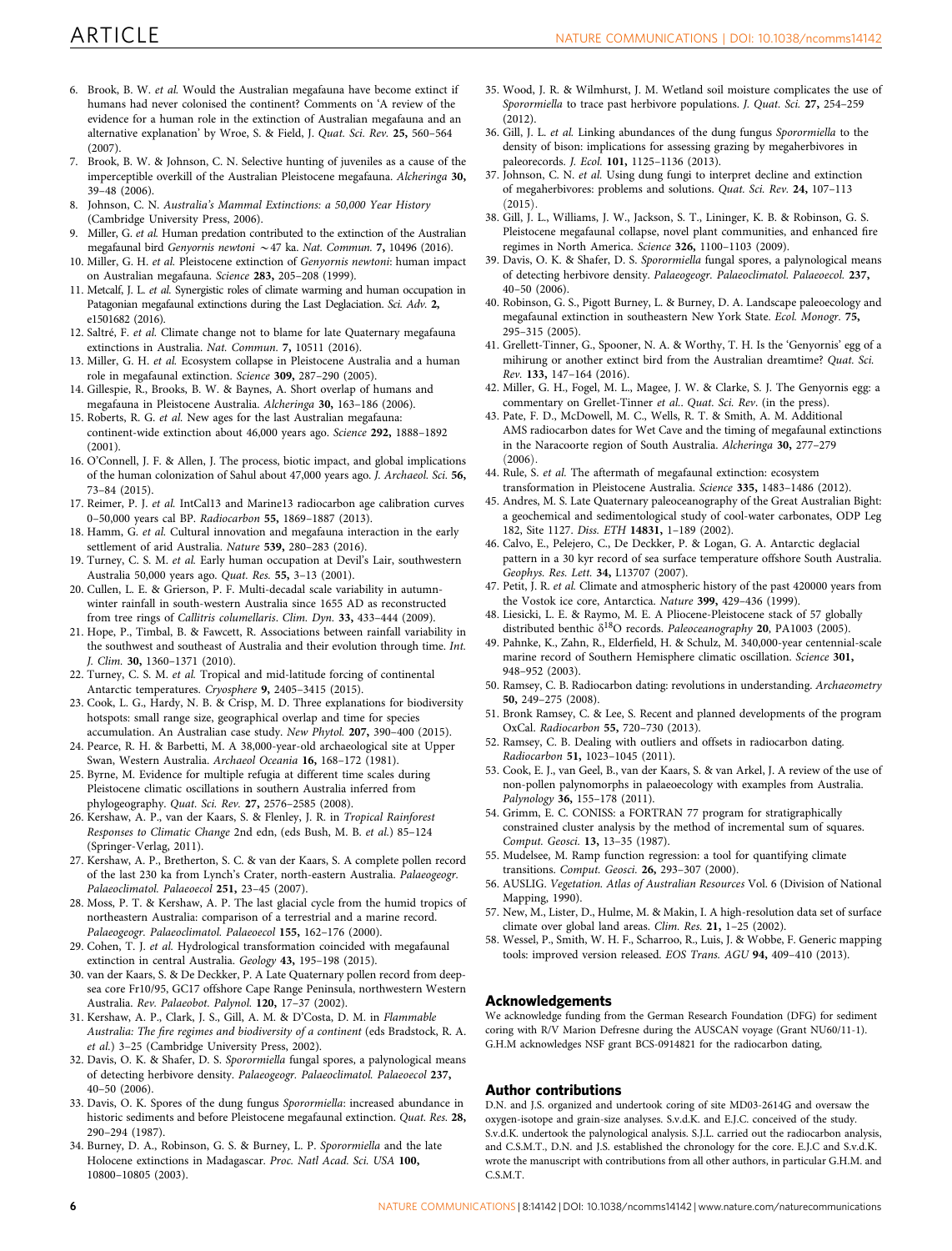6. Brook, B. W. *et al.* Would the Australian megafauna have become extinct if humans had never colonised the continent? Comments on 'A review of the evidence for a human role in the extinction of Australian megafauna and an alternative explanation' by Wroe, S. & Field, J. *Quat. Sci. Rev.* **25,** 560–564 (2007).
7. Brook, B. W. & Johnson, C. N. Selective hunting of juveniles as a cause of the imperceptible overkill of the Australian Pleistocene megafauna. *Alcheringa* **30,** 39–48 (2006).
8. Johnson, C. N. *Australia's Mammal Extinctions: a 50,000 Year History* (Cambridge University Press, 2006).
9. Miller, G. *et al.* Human predation contributed to the extinction of the Australian megafaunal bird *Genyornis newtoni* ~47 ka. *Nat. Commun.* **7,** 10496 (2016).
10. Miller, G. H. *et al.* Pleistocene extinction of *Genyornis newtoni*: human impact on Australian megafauna. *Science* **283,** 205–208 (1999).
11. Metcalf, J. L. *et al.* Synergistic roles of climate warming and human occupation in Patagonian megafaunal extinctions during the Last Deglaciation. *Sci. Adv.* **2,** e1501682 (2016).
12. Saltré, F. *et al.* Climate change not to blame for late Quaternary megafauna extinctions in Australia. *Nat. Commun.* **7,** 10511 (2016).
13. Miller, G. H. *et al.* Ecosystem collapse in Pleistocene Australia and a human role in megafaunal extinction. *Science* **309,** 287–290 (2005).
14. Gillespie, R., Brooks, B. W. & Baynes, A. Short overlap of humans and megafauna in Pleistocene Australia. *Alcheringa* **30,** 163–186 (2006).
15. Roberts, R. G. *et al.* New ages for the last Australian megafauna: continent-wide extinction about 46,000 years ago. *Science* **292,** 1888–1892 (2001).
16. O'Connell, J. F. & Allen, J. The process, biotic impact, and global implications of the human colonization of Sahul about 47,000 years ago. *J. Archaeol. Sci.* **56,** 73–84 (2015).
17. Reimer, P. J. *et al.* IntCal13 and Marine13 radiocarbon age calibration curves 0–50,000 years cal BP. *Radiocarbon* **55,** 1869–1887 (2013).
18. Hamm, G. *et al.* Cultural innovation and megafauna interaction in the early settlement of arid Australia. *Nature* **539,** 280–283 (2016).
19. Turney, C. S. M. *et al.* Early human occupation at Devil's Lair, southwestern Australia 50,000 years ago. *Quat. Res.* **55,** 3–13 (2001).
20. Cullen, L. E. & Grierson, P. F. Multi-decadal scale variability in autumn-winter rainfall in south-western Australia since 1655 AD as reconstructed from tree rings of *Callitris columellaris*. *Clim. Dyn.* **33,** 433–444 (2009).
21. Hope, P., Timbal, B. & Fawcett, R. Associations between rainfall variability in the southwest and southeast of Australia and their evolution through time. *Int. J. Clim.* **30,** 1360–1371 (2010).
22. Turney, C. S. M. *et al.* Tropical and mid-latitude forcing of continental Antarctic temperatures. *Cryosphere* **9,** 2405–3415 (2015).
23. Cook, L. G., Hardy, N. B. & Crisp, M. D. Three explanations for biodiversity hotspots: small range size, geographical overlap and time for species accumulation. An Australian case study. *New Phytol.* **207,** 390–400 (2015).
24. Pearce, R. H. & Barbetti, M. A 38,000-year-old archaeological site at Upper Swan, Western Australia. *Archaeol Oceania* **16,** 168–172 (1981).
25. Byrne, M. Evidence for multiple refugia at different time scales during Pleistocene climatic oscillations in southern Australia inferred from phylogeography. *Quat. Sci. Rev.* **27,** 2576–2585 (2008).
26. Kershaw, A. P., van der Kaars, S. & Flenley, J. R. in *Tropical Rainforest Responses to Climatic Change* 2nd edn, (eds Bush, M. B. *et al.*) 85–124 (Springer-Verlag, 2011).
27. Kershaw, A. P., Bretherton, S. C. & van der Kaars, S. A complete pollen record of the last 230 ka from Lynch's Crater, north-eastern Australia. *Palaeogeogr. Palaeoclimatol. Palaeoecol* **251,** 23–45 (2007).
28. Moss, P. T. & Kershaw, A. P. The last glacial cycle from the humid tropics of northeastern Australia: comparison of a terrestrial and a marine record. *Palaeogeogr. Palaeoclimatol. Palaeoecol* **155,** 162–176 (2000).
29. Cohen, T. J. *et al.* Hydrological transformation coincided with megafaunal extinction in central Australia. *Geology* **43,** 195–198 (2015).
30. van der Kaars, S. & De Deckker, P. A Late Quaternary pollen record from deep-sea core Fr10/95, GC17 offshore Cape Range Peninsula, northwestern Western Australia. *Rev. Palaeobot. Palynol.* **120,** 17–37 (2002).
31. Kershaw, A. P., Clark, J. S., Gill, A. M. & D'Costa, D. M. in *Flammable Australia: The fire regimes and biodiversity of a continent* (eds Bradstock, R. A. *et al.*) 3–25 (Cambridge University Press, 2002).
32. Davis, O. K. & Shafer, D. S. *Sporormiella* fungal spores, a palynological means of detecting herbivore density. *Palaeogeogr. Palaeoclimatol. Palaeoecol* **237,** 40–50 (2006).
33. Davis, O. K. Spores of the dung fungus *Sporormiella*: increased abundance in historic sediments and before Pleistocene megafaunal extinction. *Quat. Res.* **28,** 290–294 (1987).
34. Burney, D. A., Robinson, G. S. & Burney, L. P. *Sporormiella* and the late Holocene extinctions in Madagascar. *Proc. Natl Acad. Sci. USA* **100,** 10800–10805 (2003).
35. Wood, J. R. & Wilmhurst, J. M. Wetland soil moisture complicates the use of *Sporormiella* to trace past herbivore populations. *J. Quat. Sci.* **27,** 254–259 (2012).
36. Gill, J. L. *et al.* Linking abundances of the dung fungus *Sporormiella* to the density of bison: implications for assessing grazing by megaherbivores in paleorecords. *J. Ecol.* **101,** 1125–1136 (2013).
37. Johnson, C. N. *et al.* Using dung fungi to interpret decline and extinction of megaherbivores: problems and solutions. *Quat. Sci. Rev.* **24,** 107–113 (2015).
38. Gill, J. L., Williams, J. W., Jackson, S. T., Lininger, K. B. & Robinson, G. S. Pleistocene megafaunal collapse, novel plant communities, and enhanced fire regimes in North America. *Science* **326,** 1100–1103 (2009).
39. Davis, O. K. & Shafer, D. S. *Sporormiella* fungal spores, a palynological means of detecting herbivore density. *Palaeogeogr. Palaeoclimatol. Palaeoecol.* **237,** 40–50 (2006).
40. Robinson, G. S., Pigott Burney, L. & Burney, D. A. Landscape paleoecology and megafaunal extinction in southeastern New York State. *Ecol. Monogr.* **75,** 295–315 (2005).
41. Grellett-Tinner, G., Spooner, N. A. & Worthy, T. H. Is the 'Genyornis' egg of a mihirung or another extinct bird from the Australian dreamtime? *Quat. Sci. Rev.* **133,** 147–164 (2016).
42. Miller, G. H., Fogel, M. L., Magee, J. W. & Clarke, S. J. The Genyornis egg: a commentary on Grellet-Tinner *et al.*. *Quat. Sci. Rev.* (in the press).
43. Pate, F. D., McDowell, M. C., Wells, R. T. & Smith, A. M. Additional AMS radiocarbon dates for Wet Cave and the timing of megafaunal extinctions in the Naracoorte region of South Australia. *Alcheringa* **30,** 277–279 (2006).
44. Rule, S. *et al.* The aftermath of megafaunal extinction: ecosystem transformation in Pleistocene Australia. *Science* **335,** 1483–1486 (2012).
45. Andres, M. S. Late Quaternary paleoceanography of the Great Australian Bight: a geochemical and sedimentological study of cool-water carbonates, ODP Leg 182, Site 1127. *Diss. ETH* **14831,** 1–189 (2002).
46. Calvo, E., Pelejero, C., De Deckker, P. & Logan, G. A. Antarctic deglacial pattern in a 30 kyr record of sea surface temperature offshore South Australia. *Geophys. Res. Lett.* **34,** L13707 (2007).
47. Petit, J. R. *et al.* Climate and atmospheric history of the past 420000 years from the Vostok ice core, Antarctica. *Nature* **399,** 429–436 (1999).
48. Liesicki, L. E. & Raymo, M. E. A Pliocene-Pleistocene stack of 57 globally distributed benthic $\delta^{18}O$ records. *Paleoceanography* **20**, PA1003 (2005).
49. Pahnke, K., Zahn, R., Elderfield, H. & Schulz, M. 340,000-year centennial-scale marine record of Southern Hemisphere climatic oscillation. *Science* **301,** 948–952 (2003).
50. Ramsey, C. B. Radiocarbon dating: revolutions in understanding. *Archaeometry* **50,** 249–275 (2008).
51. Bronk Ramsey, C. & Lee, S. Recent and planned developments of the program OxCal. *Radiocarbon* **55,** 720–730 (2013).
52. Ramsey, C. B. Dealing with outliers and offsets in radiocarbon dating. *Radiocarbon* **51,** 1023–1045 (2011).
53. Cook, E. J., van Geel, B., van der Kaars, S. & van Arkel, J. A review of the use of non-pollen palynomorphs in palaeoecology with examples from Australia. *Palynology* **36,** 155–178 (2011).
54. Grimm, E. C. CONISS: a FORTRAN 77 program for stratigraphically constrained cluster analysis by the method of incremental sum of squares. *Comput. Geosci.* **13,** 13–35 (1987).
55. Mudelsee, M. Ramp function regression: a tool for quantifying climate transitions. *Comput. Geosci.* **26,** 293–307 (2000).
56. AUSLIG. *Vegetation. Atlas of Australian Resources* Vol. 6 (Division of National Mapping, 1990).
57. New, M., Lister, D., Hulme, M. & Makin, I. A high-resolution data set of surface climate over global land areas. *Clim. Res.* **21,** 1–25 (2002).
58. Wessel, P., Smith, W. H. F., Scharroo, R., Luis, J. & Wobbe, F. Generic mapping tools: improved version released. *EOS Trans. AGU* **94,** 409–410 (2013).

## Acknowledgements

We acknowledge funding from the German Research Foundation (DFG) for sediment coring with R/V Marion Defresne during the AUSCAN voyage (Grant NU60/11-1). G.H.M acknowledges NSF grant BCS-0914821 for the radiocarbon dating,

## Author contributions

D.N. and J.S. organized and undertook coring of site MD03-2614G and oversaw the oxygen-isotope and grain-size analyses. S.v.d.K. and E.J.C. conceived of the study. S.v.d.K. undertook the palynological analysis. S.J.L. carried out the radiocarbon analysis, and C.S.M.T., D.N. and J.S. established the chronology for the core. E.J.C and S.v.d.K. wrote the manuscript with contributions from all other authors, in particular G.H.M. and C.S.M.T.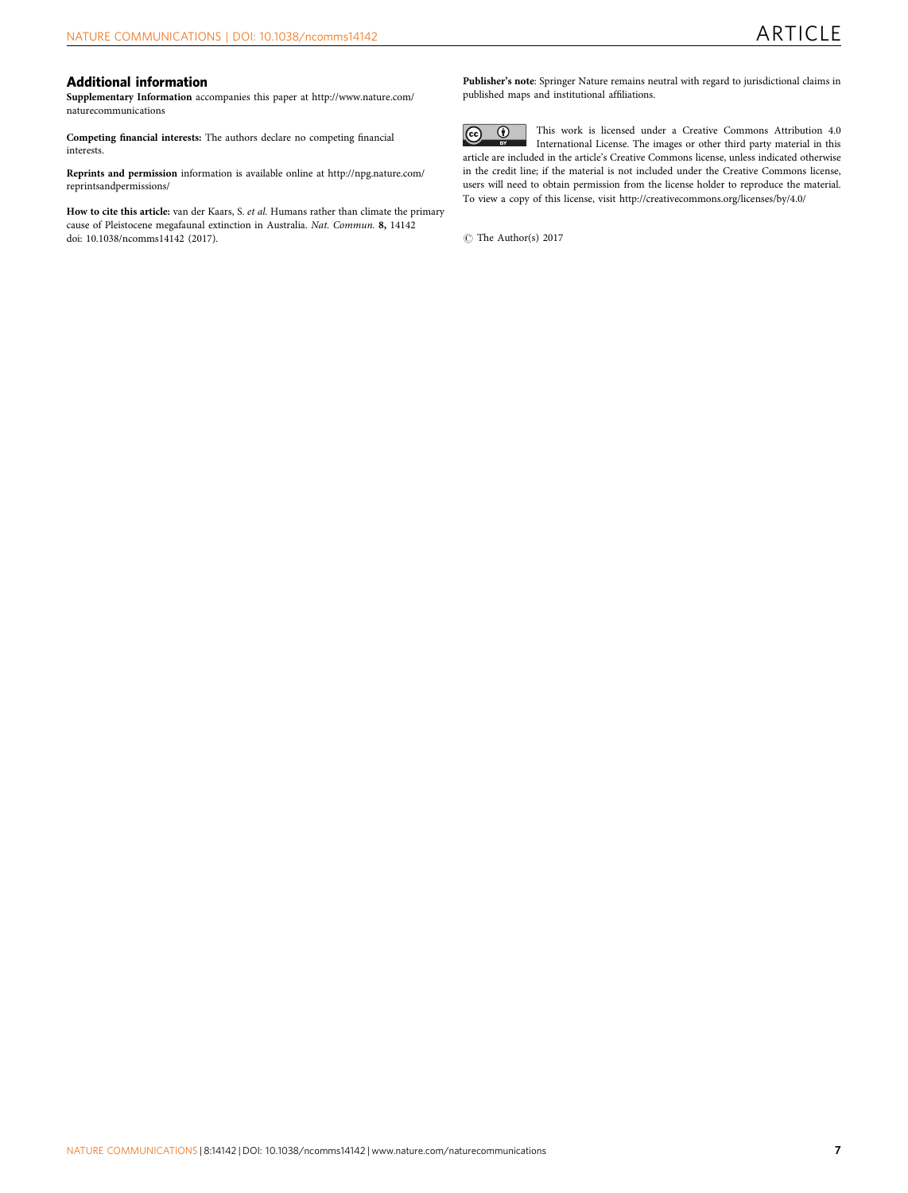## Additional information

**Supplementary Information** accompanies this paper at http://www.nature.com/naturecommunications

**Competing financial interests:** The authors declare no competing financial interests.

**Reprints and permission** information is available online at http://npg.nature.com/reprintsandpermissions/

**How to cite this article:** van der Kaars, S. *et al.* Humans rather than climate the primary cause of Pleistocene megafaunal extinction in Australia. *Nat. Commun.* **8,** 14142 doi: 10.1038/ncomms14142 (2017).

**Publisher's note**: Springer Nature remains neutral with regard to jurisdictional claims in published maps and institutional affiliations.

This work is licensed under a Creative Commons Attribution 4.0 International License. The images or other third party material in this article are included in the article's Creative Commons license, unless indicated otherwise in the credit line; if the material is not included under the Creative Commons license, users will need to obtain permission from the license holder to reproduce the material. To view a copy of this license, visit http://creativecommons.org/licenses/by/4.0/

© The Author(s) 2017